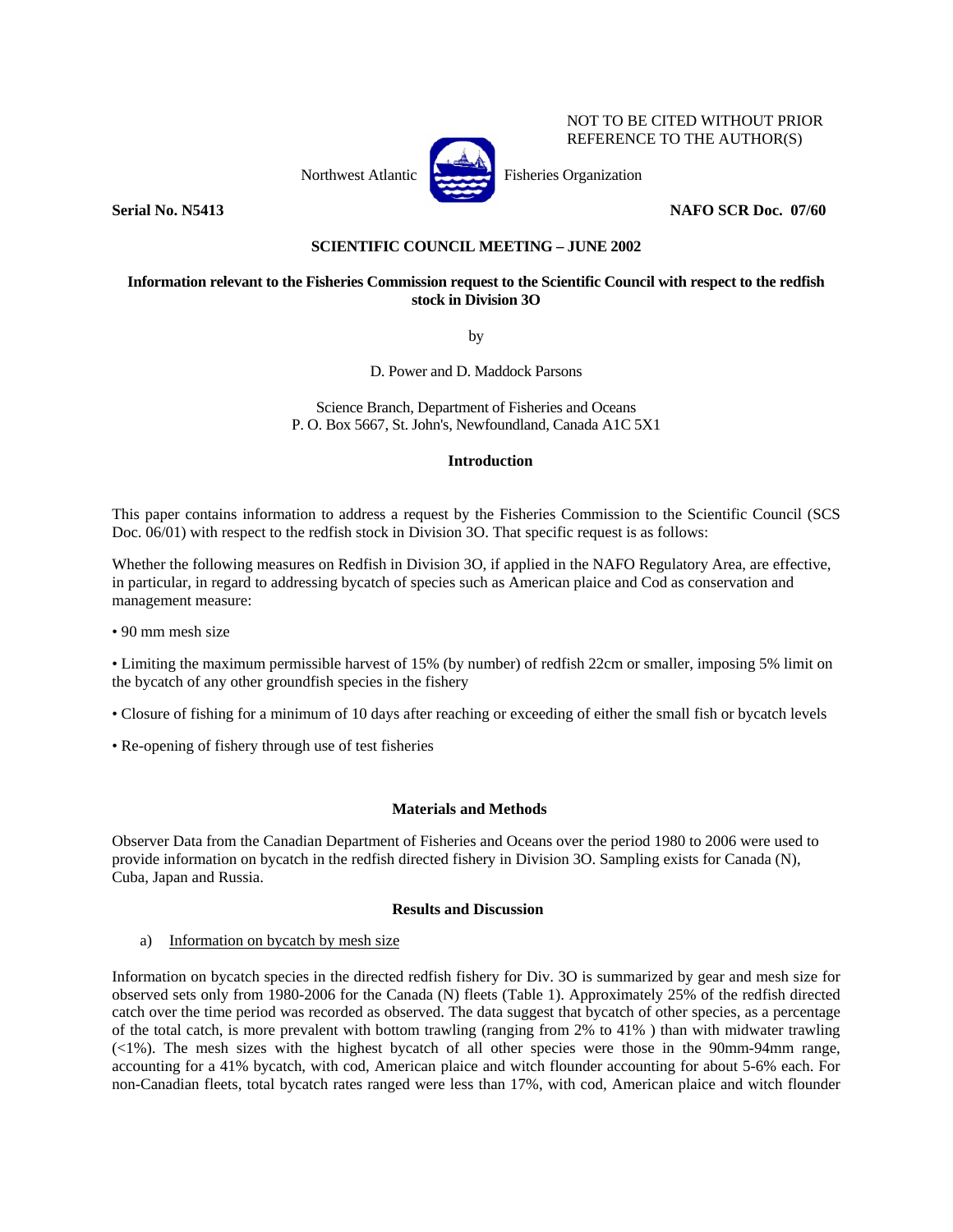NOT TO BE CITED WITHOUT PRIOR REFERENCE TO THE AUTHOR(S)

Northwest Atlantic Fisheries Organization

**Serial No. N5413** **NAFO SCR Doc. 07/60**

**SCIENTIFIC COUNCIL MEETING – JUNE 2002**

**Information relevant to the Fisheries Commission request to the Scientific Council with respect to the redfish stock in Division 3O**

by

D. Power and D. Maddock Parsons

Science Branch, Department of Fisheries and Oceans
P. O. Box 5667, St. John's, Newfoundland, Canada A1C 5X1

## Introduction

This paper contains information to address a request by the Fisheries Commission to the Scientific Council (SCS Doc. 06/01) with respect to the redfish stock in Division 3O. That specific request is as follows:

Whether the following measures on Redfish in Division 3O, if applied in the NAFO Regulatory Area, are effective, in particular, in regard to addressing bycatch of species such as American plaice and Cod as conservation and management measure:

- 90 mm mesh size
- Limiting the maximum permissible harvest of 15% (by number) of redfish 22cm or smaller, imposing 5% limit on the bycatch of any other groundfish species in the fishery
- Closure of fishing for a minimum of 10 days after reaching or exceeding of either the small fish or bycatch levels
- Re-opening of fishery through use of test fisheries

## Materials and Methods

Observer Data from the Canadian Department of Fisheries and Oceans over the period 1980 to 2006 were used to provide information on bycatch in the redfish directed fishery in Division 3O. Sampling exists for Canada (N), Cuba, Japan and Russia.

## Results and Discussion

a) Information on bycatch by mesh size

Information on bycatch species in the directed redfish fishery for Div. 3O is summarized by gear and mesh size for observed sets only from 1980-2006 for the Canada (N) fleets (Table 1). Approximately 25% of the redfish directed catch over the time period was recorded as observed. The data suggest that bycatch of other species, as a percentage of the total catch, is more prevalent with bottom trawling (ranging from 2% to 41% ) than with midwater trawling (<1%). The mesh sizes with the highest bycatch of all other species were those in the 90mm-94mm range, accounting for a 41% bycatch, with cod, American plaice and witch flounder accounting for about 5-6% each. For non-Canadian fleets, total bycatch rates ranged were less than 17%, with cod, American plaice and witch flounder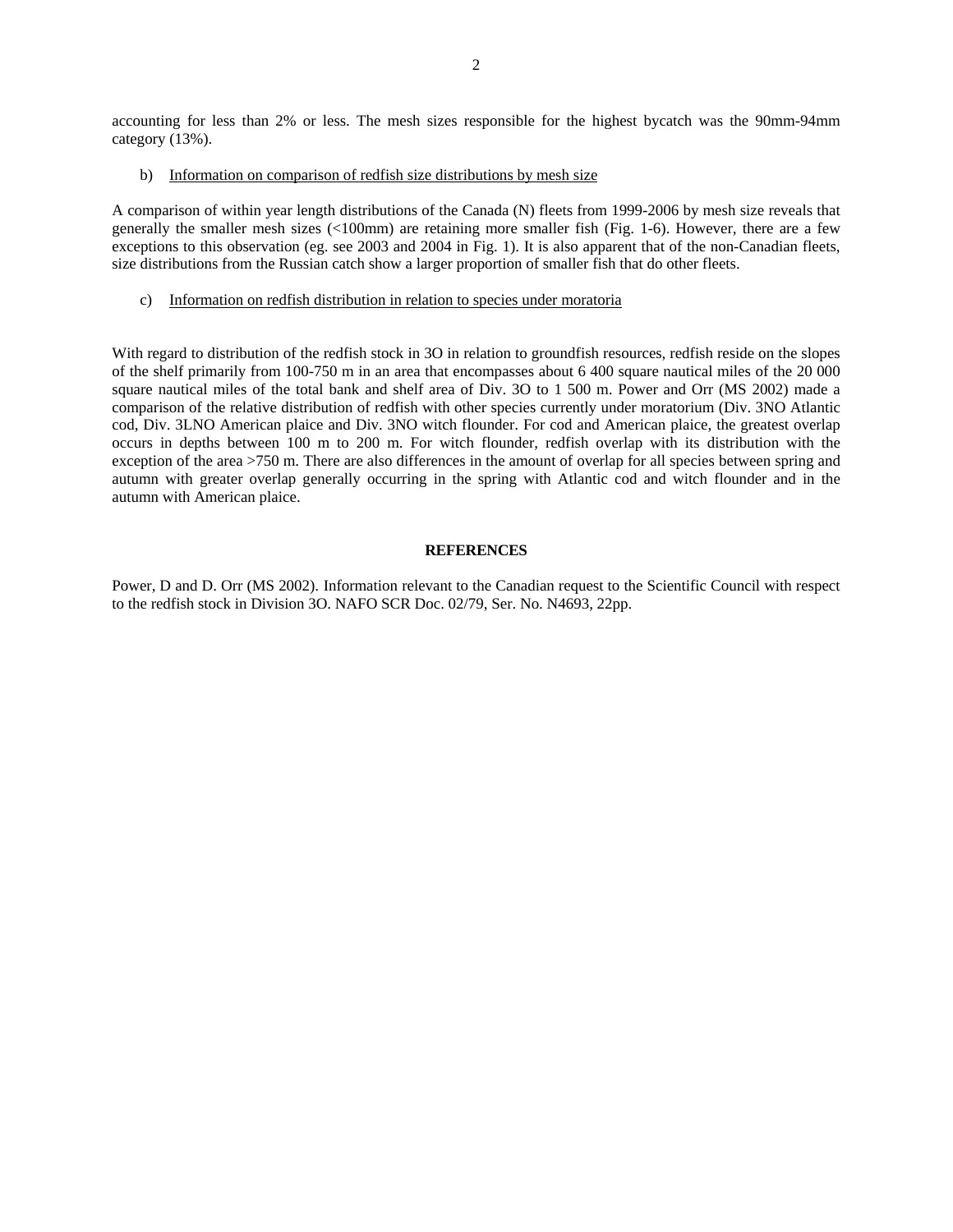accounting for less than 2% or less. The mesh sizes responsible for the highest bycatch was the 90mm-94mm category (13%).

b) Information on comparison of redfish size distributions by mesh size

A comparison of within year length distributions of the Canada (N) fleets from 1999-2006 by mesh size reveals that generally the smaller mesh sizes (<100mm) are retaining more smaller fish (Fig. 1-6). However, there are a few exceptions to this observation (eg. see 2003 and 2004 in Fig. 1). It is also apparent that of the non-Canadian fleets, size distributions from the Russian catch show a larger proportion of smaller fish that do other fleets.

c) Information on redfish distribution in relation to species under moratoria

With regard to distribution of the redfish stock in 3O in relation to groundfish resources, redfish reside on the slopes of the shelf primarily from 100-750 m in an area that encompasses about 6 400 square nautical miles of the 20 000 square nautical miles of the total bank and shelf area of Div. 3O to 1 500 m. Power and Orr (MS 2002) made a comparison of the relative distribution of redfish with other species currently under moratorium (Div. 3NO Atlantic cod, Div. 3LNO American plaice and Div. 3NO witch flounder. For cod and American plaice, the greatest overlap occurs in depths between 100 m to 200 m. For witch flounder, redfish overlap with its distribution with the exception of the area >750 m. There are also differences in the amount of overlap for all species between spring and autumn with greater overlap generally occurring in the spring with Atlantic cod and witch flounder and in the autumn with American plaice.

## REFERENCES

Power, D and D. Orr (MS 2002). Information relevant to the Canadian request to the Scientific Council with respect to the redfish stock in Division 3O. NAFO SCR Doc. 02/79, Ser. No. N4693, 22pp.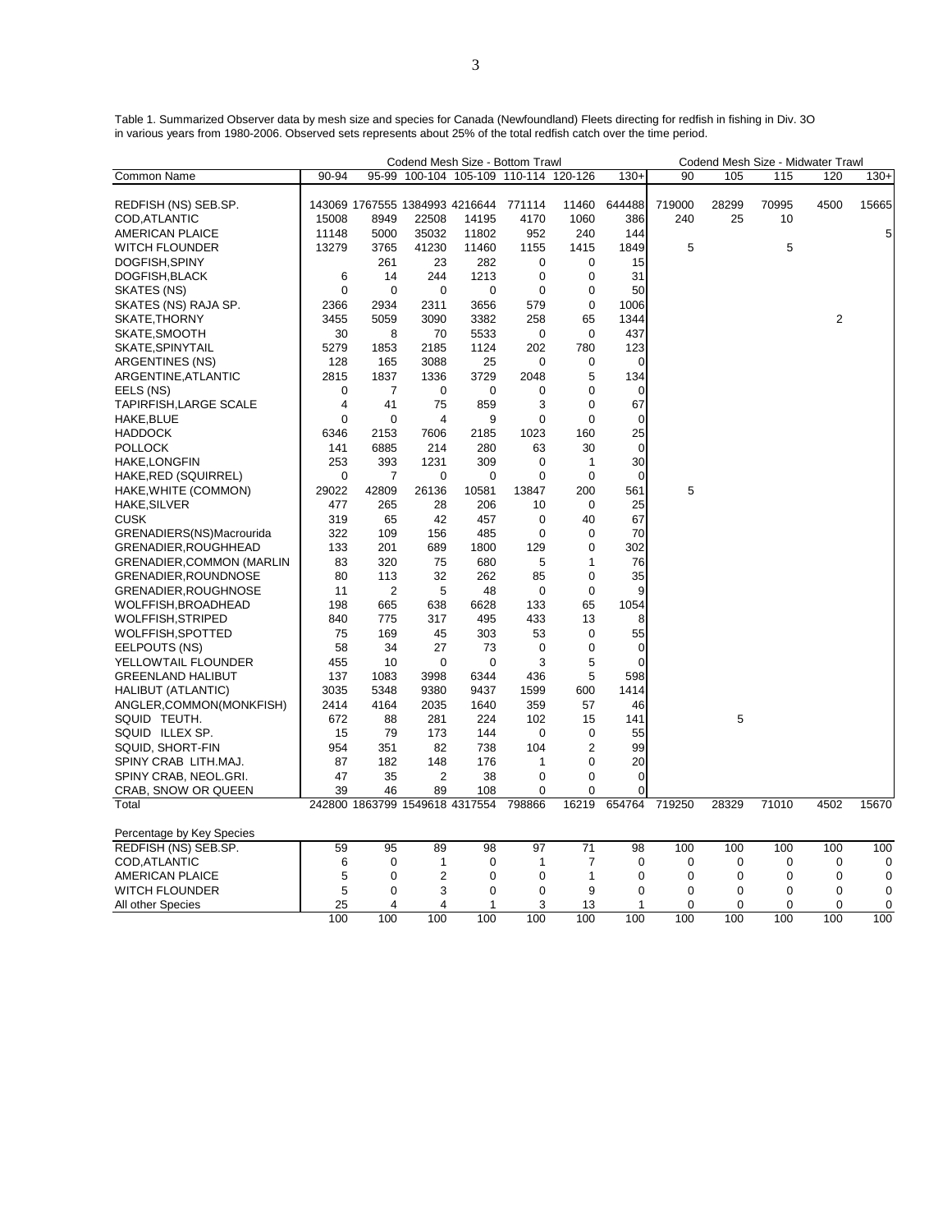Table 1. Summarized Observer data by mesh size and species for Canada (Newfoundland) Fleets directing for redfish in fishing in Div. 3O in various years from 1980-2006. Observed sets represents about 25% of the total redfish catch over the time period.

| | Codend Mesh Size - Bottom Trawl | | | | | | | Codend Mesh Size - Midwater Trawl | | | | |
|---|---|---|---|---|---|---|---|---|---|---|---|---|
| Common Name | 90-94 | 95-99 | 100-104 | 105-109 | 110-114 | 120-126 | 130+ | 90 | 105 | 115 | 120 | 130+ |
| REDFISH (NS) SEB.SP. | 143069 | 1767555 | 1384993 | 4216644 | 771114 | 11460 | 644488 | 719000 | 28299 | 70995 | 4500 | 15665 |
| COD,ATLANTIC | 15008 | 8949 | 22508 | 14195 | 4170 | 1060 | 386 | 240 | 25 | 10 | | |
| AMERICAN PLAICE | 11148 | 5000 | 35032 | 11802 | 952 | 240 | 144 | | | | | 5 |
| WITCH FLOUNDER | 13279 | 3765 | 41230 | 11460 | 1155 | 1415 | 1849 | 5 | | 5 | | |
| DOGFISH,SPINY | | 261 | 23 | 282 | 0 | 0 | 15 | | | | | |
| DOGFISH,BLACK | 6 | 14 | 244 | 1213 | 0 | 0 | 31 | | | | | |
| SKATES (NS) | 0 | 0 | 0 | 0 | 0 | 0 | 50 | | | | | |
| SKATES (NS) RAJA SP. | 2366 | 2934 | 2311 | 3656 | 579 | 0 | 1006 | | | | | |
| SKATE,THORNY | 3455 | 5059 | 3090 | 3382 | 258 | 65 | 1344 | | | | 2 | |
| SKATE,SMOOTH | 30 | 8 | 70 | 5533 | 0 | 0 | 437 | | | | | |
| SKATE,SPINYTAIL | 5279 | 1853 | 2185 | 1124 | 202 | 780 | 123 | | | | | |
| ARGENTINES (NS) | 128 | 165 | 3088 | 25 | 0 | 0 | 0 | | | | | |
| ARGENTINE,ATLANTIC | 2815 | 1837 | 1336 | 3729 | 2048 | 5 | 134 | | | | | |
| EELS (NS) | 0 | 7 | 0 | 0 | 0 | 0 | 0 | | | | | |
| TAPIRFISH,LARGE SCALE | 4 | 41 | 75 | 859 | 3 | 0 | 67 | | | | | |
| HAKE,BLUE | 0 | 0 | 4 | 9 | 0 | 0 | 0 | | | | | |
| HADDOCK | 6346 | 2153 | 7606 | 2185 | 1023 | 160 | 25 | | | | | |
| POLLOCK | 141 | 6885 | 214 | 280 | 63 | 30 | 0 | | | | | |
| HAKE,LONGFIN | 253 | 393 | 1231 | 309 | 0 | 1 | 30 | | | | | |
| HAKE,RED (SQUIRREL) | 0 | 7 | 0 | 0 | 0 | 0 | 0 | | | | | |
| HAKE,WHITE (COMMON) | 29022 | 42809 | 26136 | 10581 | 13847 | 200 | 561 | 5 | | | | |
| HAKE,SILVER | 477 | 265 | 28 | 206 | 10 | 0 | 25 | | | | | |
| CUSK | 319 | 65 | 42 | 457 | 0 | 40 | 67 | | | | | |
| GRENADIERS(NS)Macrourida | 322 | 109 | 156 | 485 | 0 | 0 | 70 | | | | | |
| GRENADIER,ROUGHHEAD | 133 | 201 | 689 | 1800 | 129 | 0 | 302 | | | | | |
| GRENADIER,COMMON (MARLIN | 83 | 320 | 75 | 680 | 5 | 1 | 76 | | | | | |
| GRENADIER,ROUNDNOSE | 80 | 113 | 32 | 262 | 85 | 0 | 35 | | | | | |
| GRENADIER,ROUGHNOSE | 11 | 2 | 5 | 48 | 0 | 0 | 9 | | | | | |
| WOLFFISH,BROADHEAD | 198 | 665 | 638 | 6628 | 133 | 65 | 1054 | | | | | |
| WOLFFISH,STRIPED | 840 | 775 | 317 | 495 | 433 | 13 | 8 | | | | | |
| WOLFFISH,SPOTTED | 75 | 169 | 45 | 303 | 53 | 0 | 55 | | | | | |
| EELPOUTS (NS) | 58 | 34 | 27 | 73 | 0 | 0 | 0 | | | | | |
| YELLOWTAIL FLOUNDER | 455 | 10 | 0 | 0 | 3 | 5 | 0 | | | | | |
| GREENLAND HALIBUT | 137 | 1083 | 3998 | 6344 | 436 | 5 | 598 | | | | | |
| HALIBUT (ATLANTIC) | 3035 | 5348 | 9380 | 9437 | 1599 | 600 | 1414 | | | | | |
| ANGLER,COMMON(MONKFISH) | 2414 | 4164 | 2035 | 1640 | 359 | 57 | 46 | | | | | |
| SQUID TEUTH. | 672 | 88 | 281 | 224 | 102 | 15 | 141 | | 5 | | | |
| SQUID ILLEX SP. | 15 | 79 | 173 | 144 | 0 | 0 | 55 | | | | | |
| SQUID, SHORT-FIN | 954 | 351 | 82 | 738 | 104 | 2 | 99 | | | | | |
| SPINY CRAB LITH.MAJ. | 87 | 182 | 148 | 176 | 1 | 0 | 20 | | | | | |
| SPINY CRAB, NEOL.GRI. | 47 | 35 | 2 | 38 | 0 | 0 | 0 | | | | | |
| CRAB, SNOW OR QUEEN | 39 | 46 | 89 | 108 | 0 | 0 | 0 | | | | | |
| Total | 242800 | 1863799 | 1549618 | 4317554 | 798866 | 16219 | 654764 | 719250 | 28329 | 71010 | 4502 | 15670 |

| Percentage by Key Species | 90-94 | 95-99 | 100-104 | 105-109 | 110-114 | 120-126 | 130+ | 90 | 105 | 115 | 120 | 130+ |
|---|---|---|---|---|---|---|---|---|---|---|---|---|
| REDFISH (NS) SEB.SP. | 59 | 95 | 89 | 98 | 97 | 71 | 98 | 100 | 100 | 100 | 100 | 100 |
| COD,ATLANTIC | 6 | 0 | 1 | 0 | 1 | 7 | 0 | 0 | 0 | 0 | 0 | 0 |
| AMERICAN PLAICE | 5 | 0 | 2 | 0 | 0 | 1 | 0 | 0 | 0 | 0 | 0 | 0 |
| WITCH FLOUNDER | 5 | 0 | 3 | 0 | 0 | 9 | 0 | 0 | 0 | 0 | 0 | 0 |
| All other Species | 25 | 4 | 4 | 1 | 3 | 13 | 1 | 0 | 0 | 0 | 0 | 0 |
| | 100 | 100 | 100 | 100 | 100 | 100 | 100 | 100 | 100 | 100 | 100 | 100 |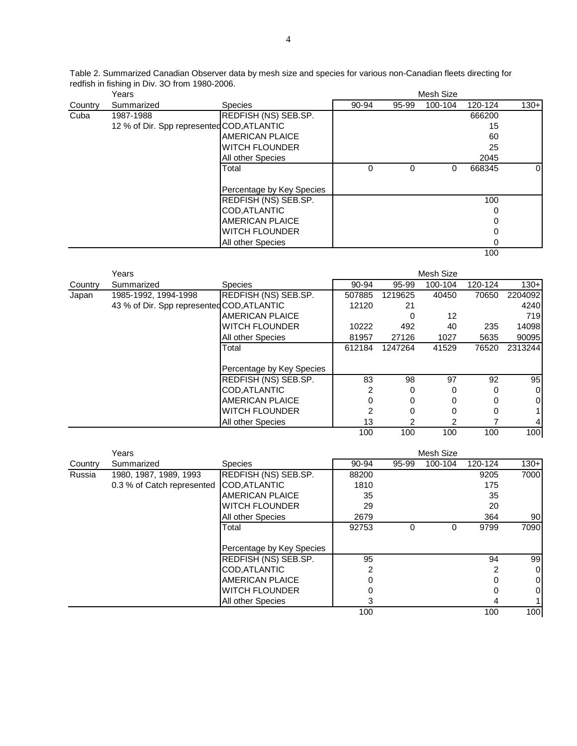Table 2. Summarized Canadian Observer data by mesh size and species for various non-Canadian fleets directing for redfish in fishing in Div. 3O from 1980-2006.

| Country | Years Summarized | Species | 90-94 | 95-99 | 100-104 | 120-124 | 130+ |
|---|---|---|---|---|---|---|---|
| Cuba | 1987-1988 | REDFISH (NS) SEB.SP. | | | | 666200 | |
| | 12 % of Dir. Spp represented | COD,ATLANTIC | | | | 15 | |
| | | AMERICAN PLAICE | | | | 60 | |
| | | WITCH FLOUNDER | | | | 25 | |
| | | All other Species | | | | 2045 | |
| | | Total | 0 | 0 | 0 | 668345 | 0 |
| | | Percentage by Key Species | | | | | |
| | | REDFISH (NS) SEB.SP. | | | | 100 | |
| | | COD,ATLANTIC | | | | 0 | |
| | | AMERICAN PLAICE | | | | 0 | |
| | | WITCH FLOUNDER | | | | 0 | |
| | | All other Species | | | | 0 | |
| | | | | | | 100 | |

| Country | Years Summarized | Species | 90-94 | 95-99 | 100-104 | 120-124 | 130+ |
|---|---|---|---|---|---|---|---|
| Japan | 1985-1992, 1994-1998 | REDFISH (NS) SEB.SP. | 507885 | 1219625 | 40450 | 70650 | 2204092 |
| | 43 % of Dir. Spp represented | COD,ATLANTIC | 12120 | 21 | | | 4240 |
| | | AMERICAN PLAICE | | 0 | 12 | | 719 |
| | | WITCH FLOUNDER | 10222 | 492 | 40 | 235 | 14098 |
| | | All other Species | 81957 | 27126 | 1027 | 5635 | 90095 |
| | | Total | 612184 | 1247264 | 41529 | 76520 | 2313244 |
| | | Percentage by Key Species | | | | | |
| | | REDFISH (NS) SEB.SP. | 83 | 98 | 97 | 92 | 95 |
| | | COD,ATLANTIC | 2 | 0 | 0 | 0 | 0 |
| | | AMERICAN PLAICE | 0 | 0 | 0 | 0 | 0 |
| | | WITCH FLOUNDER | 2 | 0 | 0 | 0 | 1 |
| | | All other Species | 13 | 2 | 2 | 7 | 4 |
| | | | 100 | 100 | 100 | 100 | 100 |

| Country | Years Summarized | Species | 90-94 | 95-99 | 100-104 | 120-124 | 130+ |
|---|---|---|---|---|---|---|---|
| Russia | 1980, 1987, 1989, 1993 | REDFISH (NS) SEB.SP. | 88200 | | | 9205 | 7000 |
| | 0.3 % of Catch represented | COD,ATLANTIC | 1810 | | | 175 | |
| | | AMERICAN PLAICE | 35 | | | 35 | |
| | | WITCH FLOUNDER | 29 | | | 20 | |
| | | All other Species | 2679 | | | 364 | 90 |
| | | Total | 92753 | 0 | 0 | 9799 | 7090 |
| | | Percentage by Key Species | | | | | |
| | | REDFISH (NS) SEB.SP. | 95 | | | 94 | 99 |
| | | COD,ATLANTIC | 2 | | | 2 | 0 |
| | | AMERICAN PLAICE | 0 | | | 0 | 0 |
| | | WITCH FLOUNDER | 0 | | | 0 | 0 |
| | | All other Species | 3 | | | 4 | 1 |
| | | | 100 | | | 100 | 100 |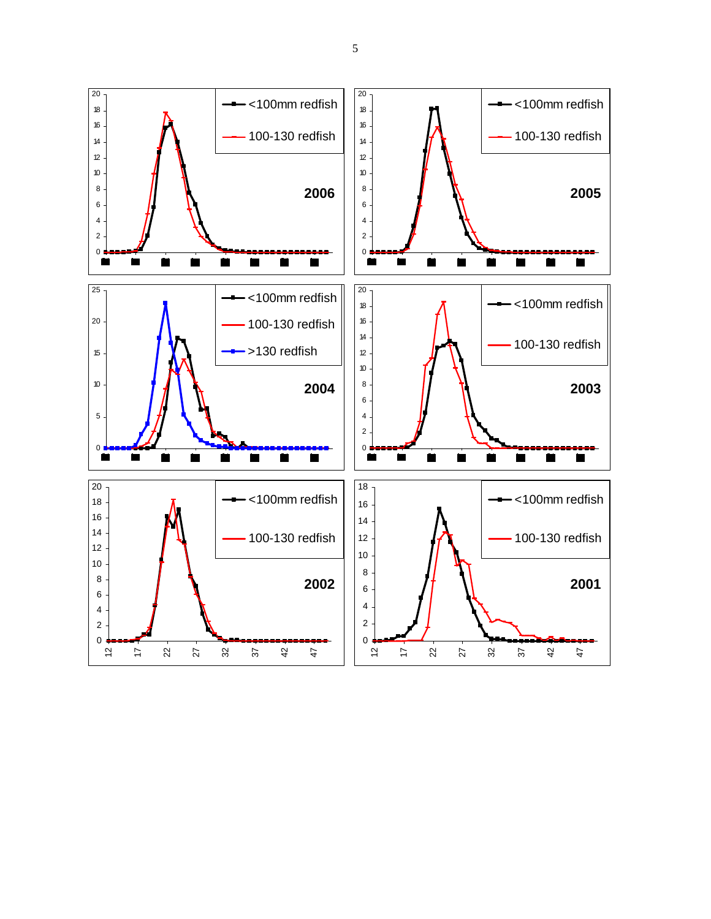**2006**

- <100mm redfish
- 100-130 redfish

**2005**

- <100mm redfish
- 100-130 redfish

**2004**

- <100mm redfish
- 100-130 redfish
- >130 redfish

**2003**

- <100mm redfish
- 100-130 redfish

**2002**

- <100mm redfish
- 100-130 redfish

**2001**

- <100mm redfish
- 100-130 redfish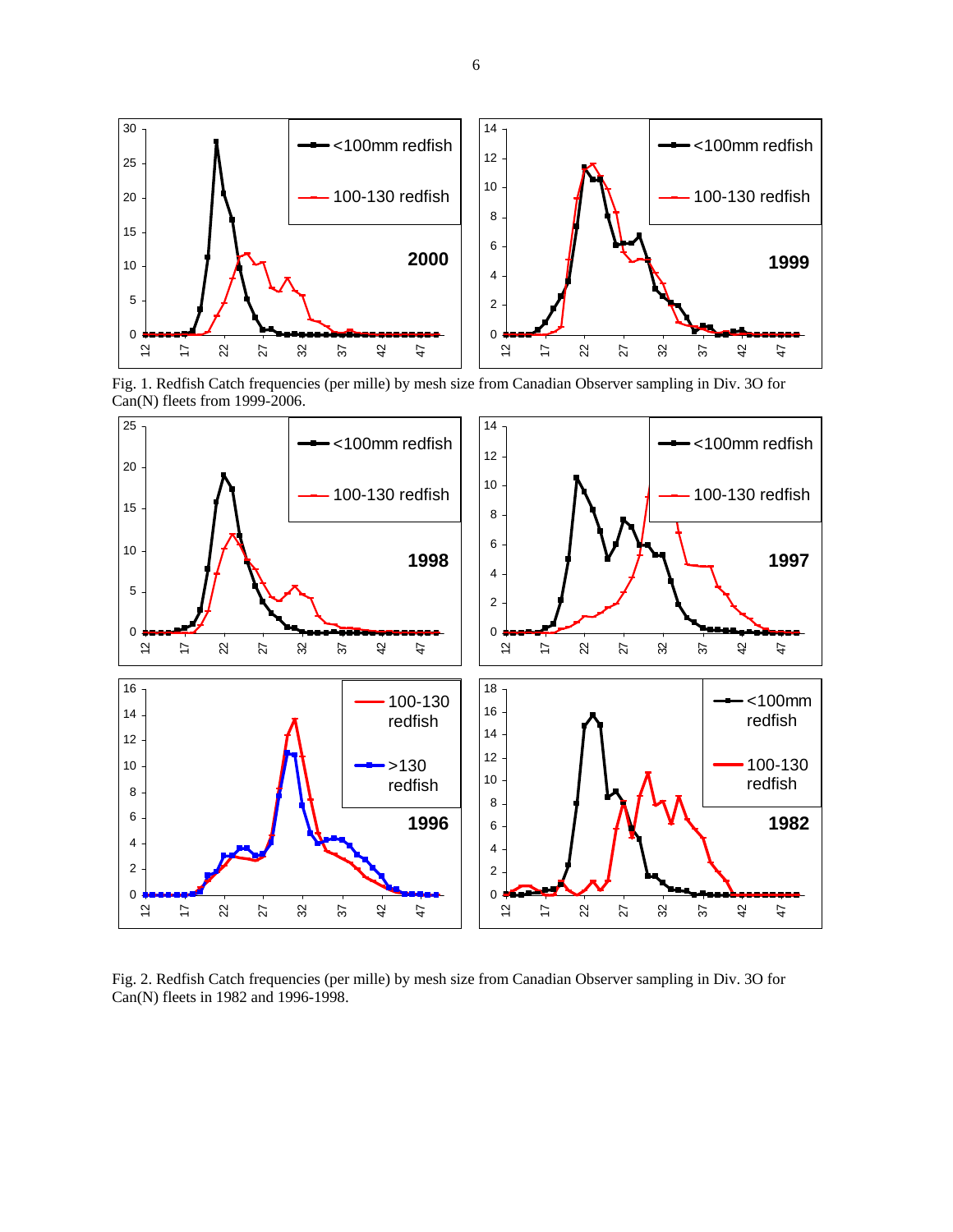Fig. 1. Redfish Catch frequencies (per mille) by mesh size from Canadian Observer sampling in Div. 3O for Can(N) fleets from 1999-2006.

Fig. 2. Redfish Catch frequencies (per mille) by mesh size from Canadian Observer sampling in Div. 3O for Can(N) fleets in 1982 and 1996-1998.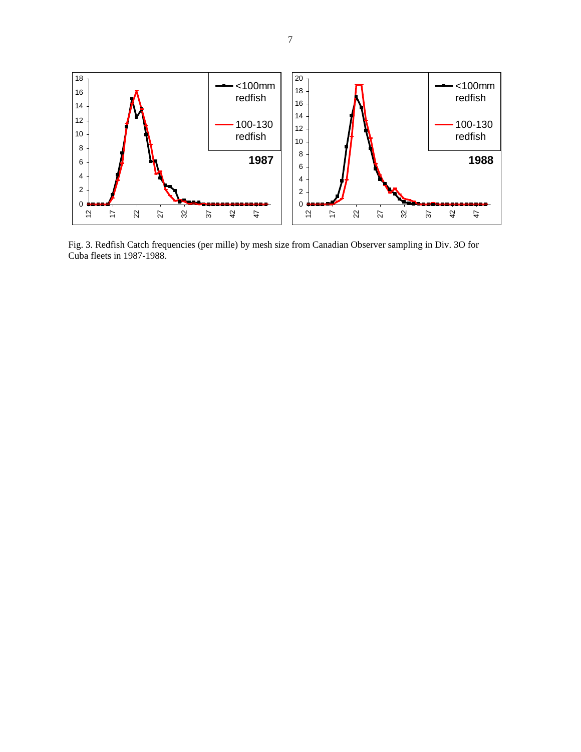Fig. 3. Redfish Catch frequencies (per mille) by mesh size from Canadian Observer sampling in Div. 3O for Cuba fleets in 1987-1988.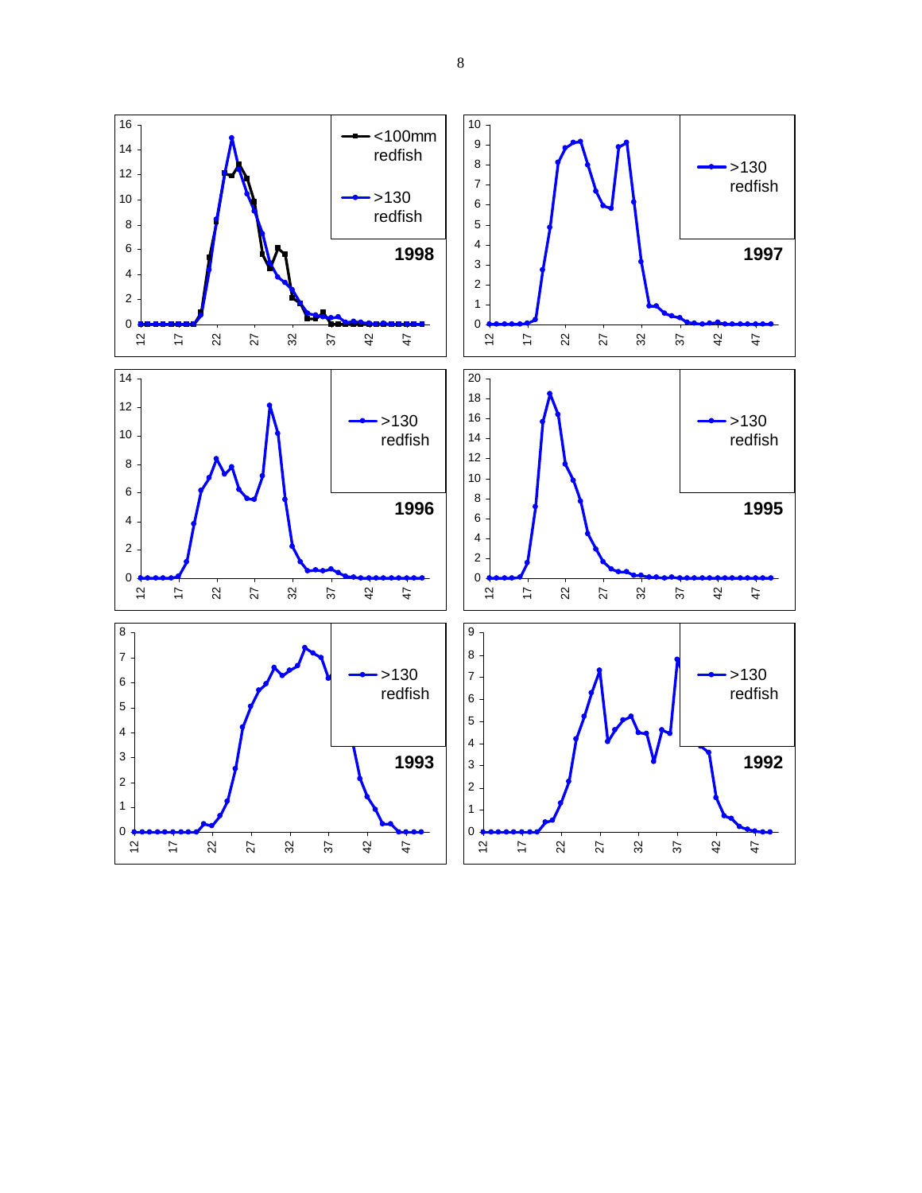**1998**

<100mm redfish

>130 redfish

**1997**

>130 redfish

**1996**

>130 redfish

**1995**

>130 redfish

**1993**

>130 redfish

**1992**

>130 redfish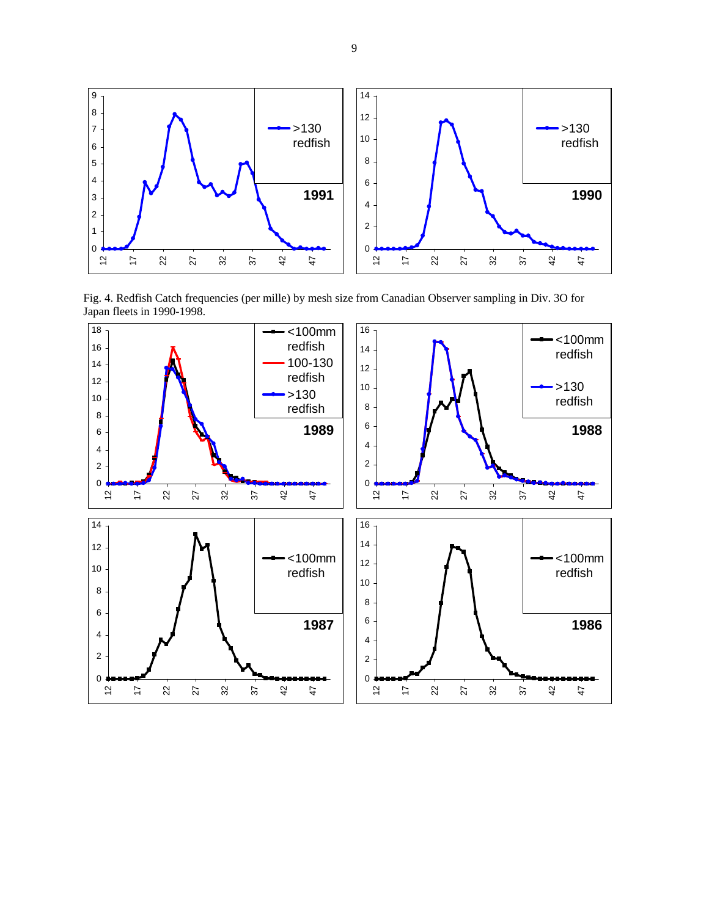Fig. 4. Redfish Catch frequencies (per mille) by mesh size from Canadian Observer sampling in Div. 3O for Japan fleets in 1990-1998.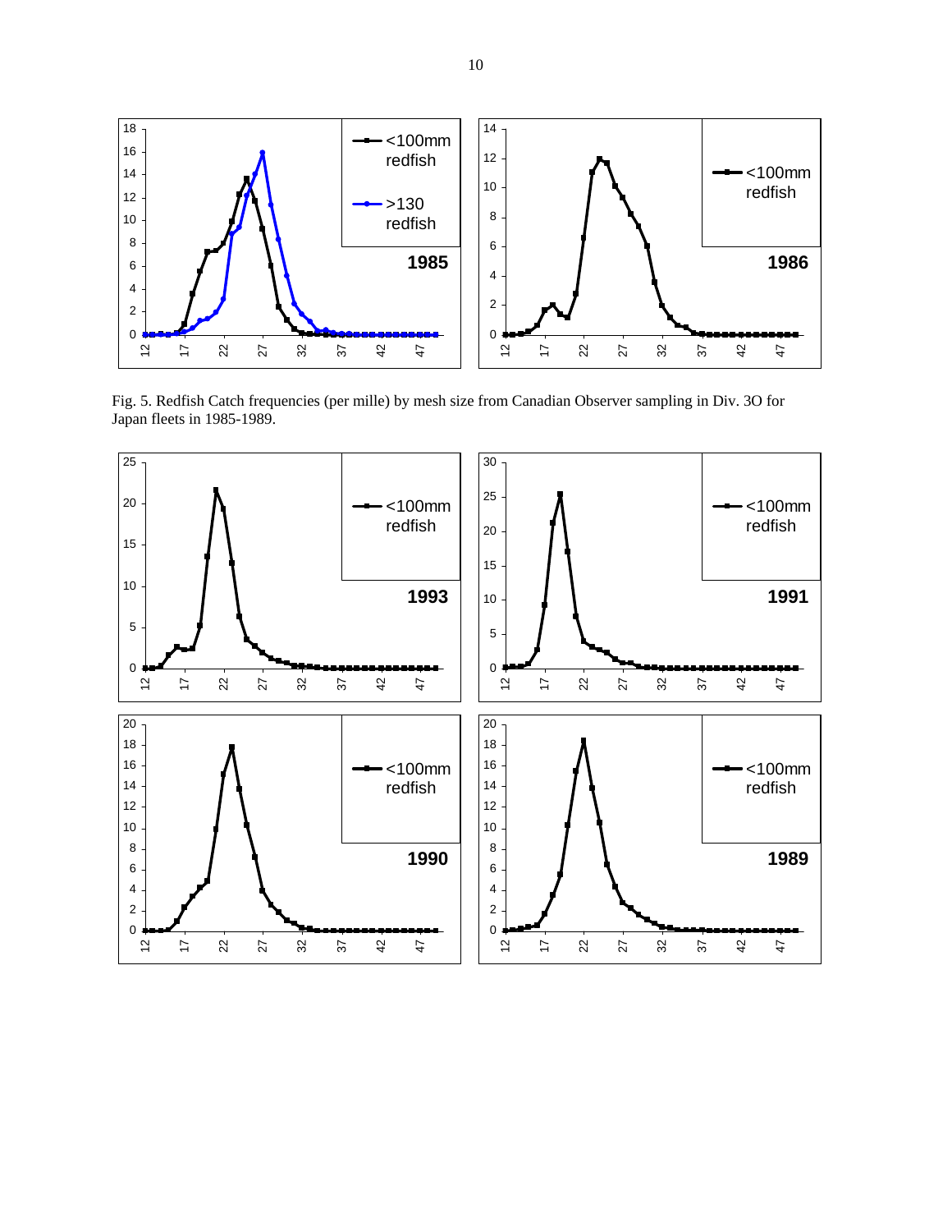Fig. 5. Redfish Catch frequencies (per mille) by mesh size from Canadian Observer sampling in Div. 3O for Japan fleets in 1985-1989.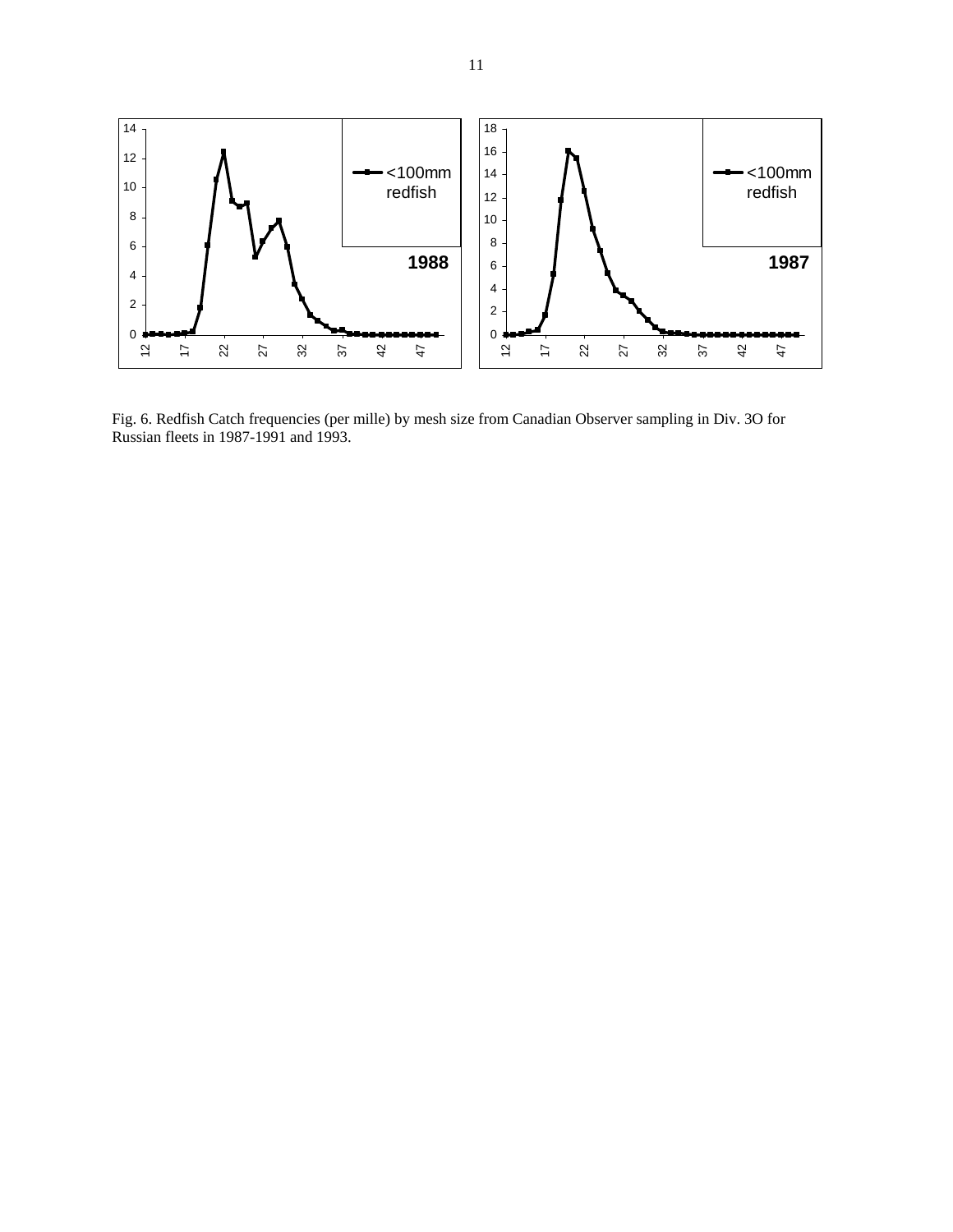14
12
10
8
6
4
2
0

12 17 22 27 32 37 42 47

<100mm redfish

1988

18
16
14
12
10
8
6
4
2
0

12 17 22 27 32 37 42 47

<100mm redfish

1987

Fig. 6. Redfish Catch frequencies (per mille) by mesh size from Canadian Observer sampling in Div. 3O for Russian fleets in 1987-1991 and 1993.